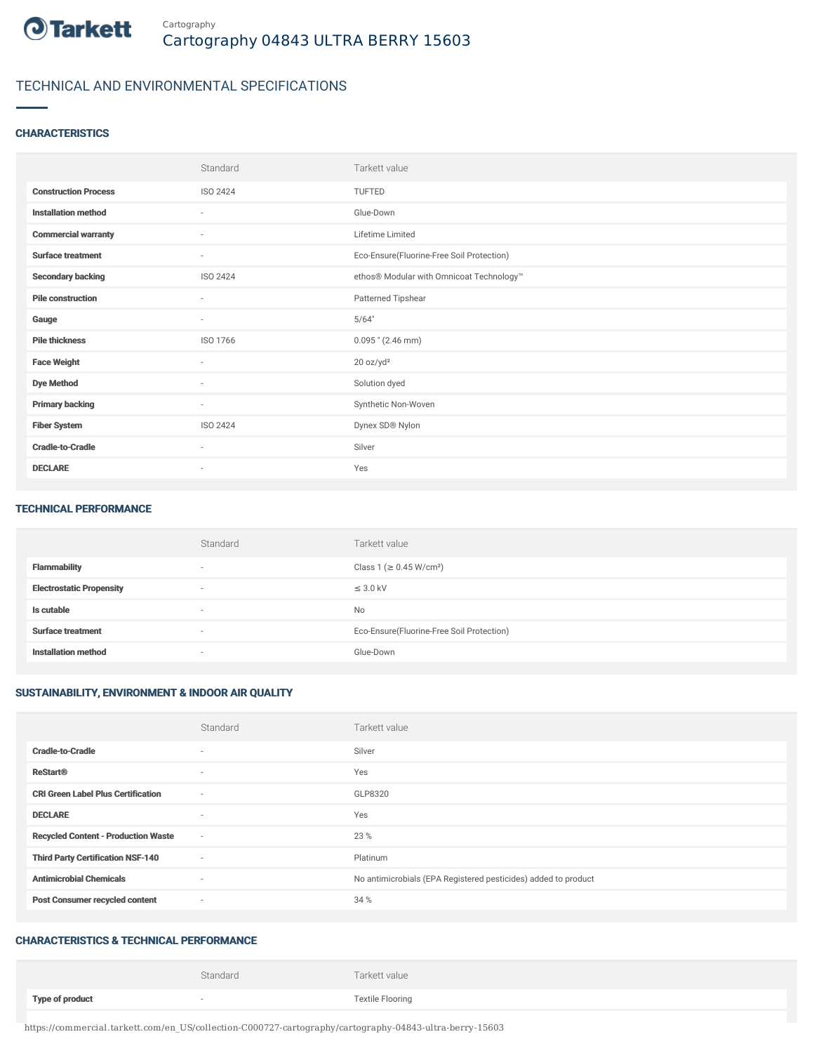Cartography

# Cartography 04843 ULTRA BERRY 15603

## TECHNICAL AND ENVIRONMENTAL SPECIFICATIONS

### CHARACTERISTICS

| | Standard | Tarkett value |
|---|---|---|
| **Construction Process** | ISO 2424 | TUFTED |
| **Installation method** | - | Glue-Down |
| **Commercial warranty** | - | Lifetime Limited |
| **Surface treatment** | - | Eco-Ensure(Fluorine-Free Soil Protection) |
| **Secondary backing** | ISO 2424 | ethos® Modular with Omnicoat Technology™ |
| **Pile construction** | - | Patterned Tipshear |
| **Gauge** | - | 5/64" |
| **Pile thickness** | ISO 1766 | 0.095 " (2.46 mm) |
| **Face Weight** | - | 20 oz/yd² |
| **Dye Method** | - | Solution dyed |
| **Primary backing** | - | Synthetic Non-Woven |
| **Fiber System** | ISO 2424 | Dynex SD® Nylon |
| **Cradle-to-Cradle** | - | Silver |
| **DECLARE** | - | Yes |

### TECHNICAL PERFORMANCE

| | Standard | Tarkett value |
|---|---|---|
| **Flammability** | - | Class 1 (≥ 0.45 W/cm²) |
| **Electrostatic Propensity** | - | ≤ 3.0 kV |
| **Is cutable** | - | No |
| **Surface treatment** | - | Eco-Ensure(Fluorine-Free Soil Protection) |
| **Installation method** | - | Glue-Down |

### SUSTAINABILITY, ENVIRONMENT & INDOOR AIR QUALITY

| | Standard | Tarkett value |
|---|---|---|
| **Cradle-to-Cradle** | - | Silver |
| **ReStart®** | - | Yes |
| **CRI Green Label Plus Certification** | - | GLP8320 |
| **DECLARE** | - | Yes |
| **Recycled Content - Production Waste** | - | 23 % |
| **Third Party Certification NSF-140** | - | Platinum |
| **Antimicrobial Chemicals** | - | No antimicrobials (EPA Registered pesticides) added to product |
| **Post Consumer recycled content** | - | 34 % |

### CHARACTERISTICS & TECHNICAL PERFORMANCE

| | Standard | Tarkett value |
|---|---|---|
| **Type of product** | - | Textile Flooring |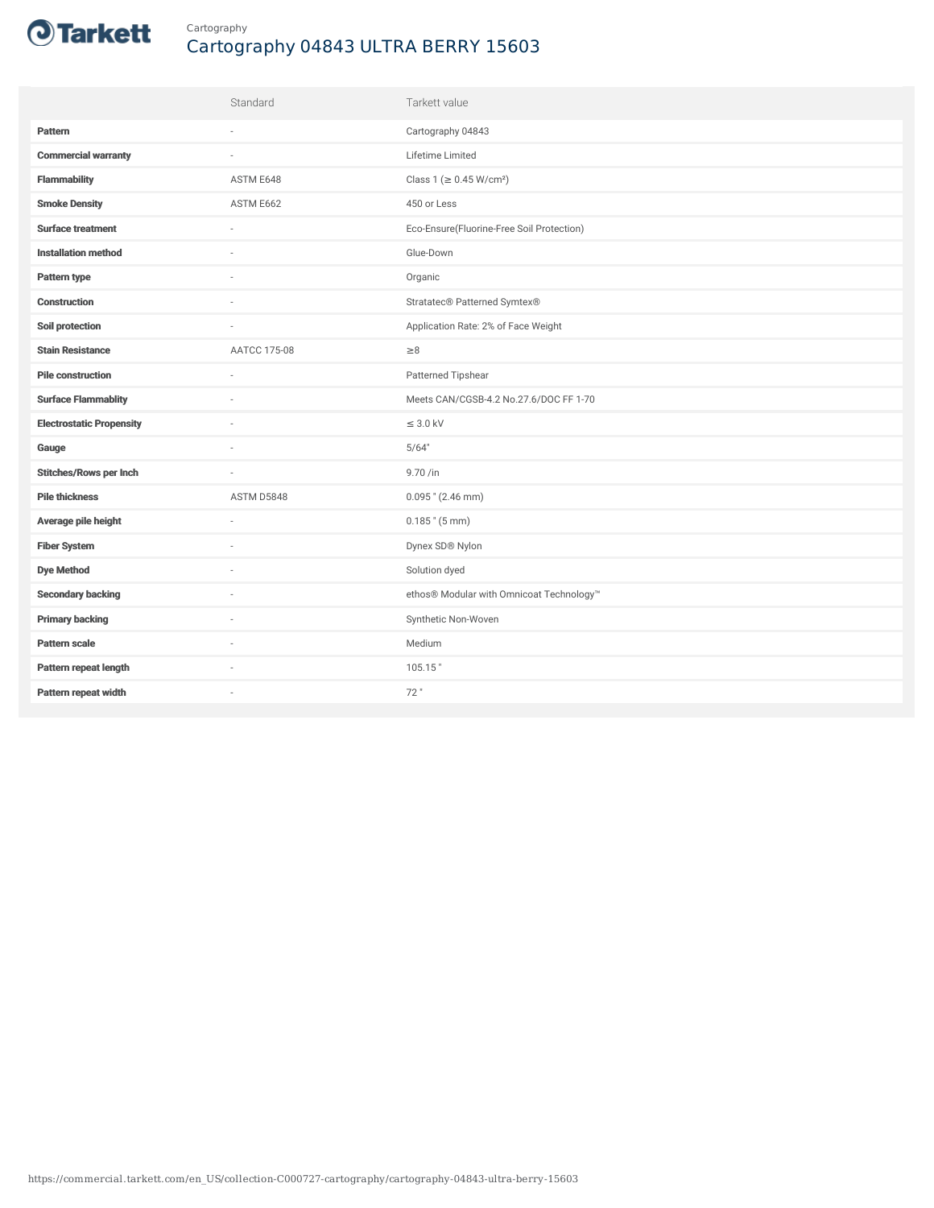Cartography

# Cartography 04843 ULTRA BERRY 15603

| | Standard | Tarkett value |
|---|---|---|
| **Pattern** | - | Cartography 04843 |
| **Commercial warranty** | - | Lifetime Limited |
| **Flammability** | ASTM E648 | Class 1 (≥ 0.45 W/cm²) |
| **Smoke Density** | ASTM E662 | 450 or Less |
| **Surface treatment** | - | Eco-Ensure(Fluorine-Free Soil Protection) |
| **Installation method** | - | Glue-Down |
| **Pattern type** | - | Organic |
| **Construction** | - | Stratatec® Patterned Symtex® |
| **Soil protection** | - | Application Rate: 2% of Face Weight |
| **Stain Resistance** | AATCC 175-08 | ≥8 |
| **Pile construction** | - | Patterned Tipshear |
| **Surface Flammablity** | - | Meets CAN/CGSB-4.2 No.27.6/DOC FF 1-70 |
| **Electrostatic Propensity** | - | ≤ 3.0 kV |
| **Gauge** | - | 5/64" |
| **Stitches/Rows per Inch** | - | 9.70 /in |
| **Pile thickness** | ASTM D5848 | 0.095 " (2.46 mm) |
| **Average pile height** | - | 0.185 " (5 mm) |
| **Fiber System** | - | Dynex SD® Nylon |
| **Dye Method** | - | Solution dyed |
| **Secondary backing** | - | ethos® Modular with Omnicoat Technology™ |
| **Primary backing** | - | Synthetic Non-Woven |
| **Pattern scale** | - | Medium |
| **Pattern repeat length** | - | 105.15 " |
| **Pattern repeat width** | - | 72 " |

https://commercial.tarkett.com/en_US/collection-C000727-cartography/cartography-04843-ultra-berry-15603